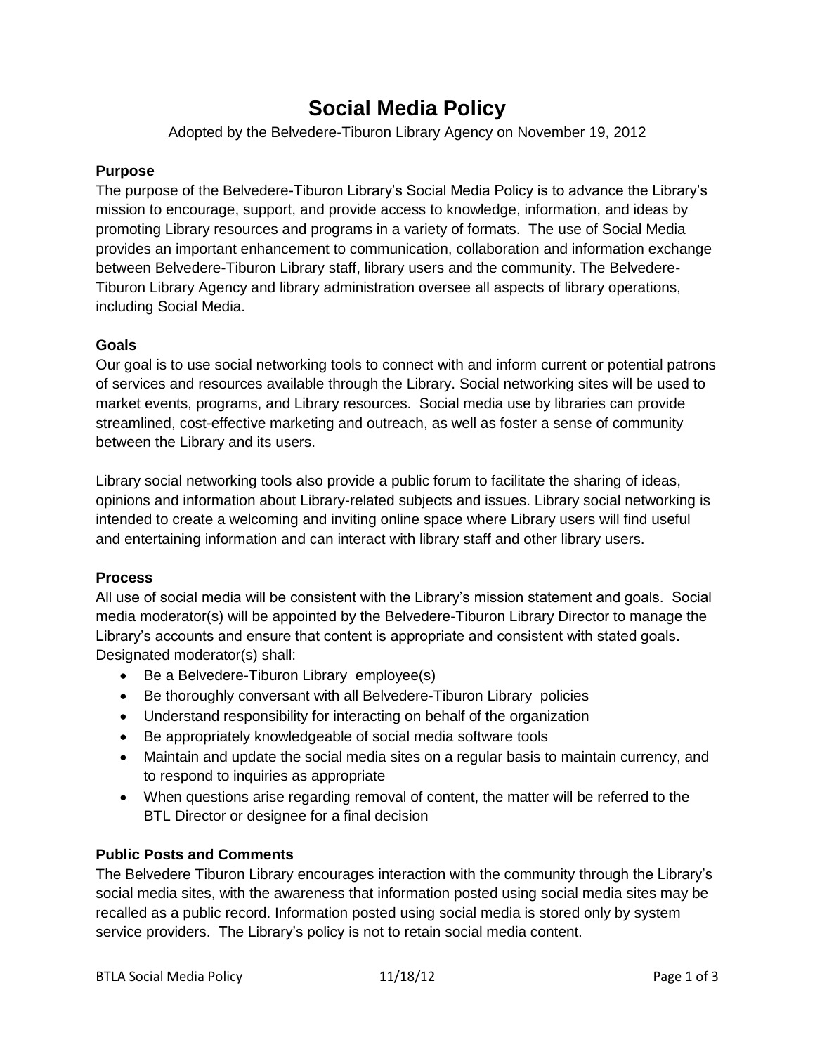# Social Media Policy

Adopted by the Belvedere-Tiburon Library Agency on November 19, 2012

### Purpose

The purpose of the Belvedere-Tiburon Library's Social Media Policy is to advance the Library's mission to encourage, support, and provide access to knowledge, information, and ideas by promoting Library resources and programs in a variety of formats. The use of Social Media provides an important enhancement to communication, collaboration and information exchange between Belvedere-Tiburon Library staff, library users and the community. The Belvedere-Tiburon Library Agency and library administration oversee all aspects of library operations, including Social Media.

### Goals

Our goal is to use social networking tools to connect with and inform current or potential patrons of services and resources available through the Library. Social networking sites will be used to market events, programs, and Library resources. Social media use by libraries can provide streamlined, cost-effective marketing and outreach, as well as foster a sense of community between the Library and its users.

Library social networking tools also provide a public forum to facilitate the sharing of ideas, opinions and information about Library-related subjects and issues. Library social networking is intended to create a welcoming and inviting online space where Library users will find useful and entertaining information and can interact with library staff and other library users.

### Process

All use of social media will be consistent with the Library's mission statement and goals. Social media moderator(s) will be appointed by the Belvedere-Tiburon Library Director to manage the Library's accounts and ensure that content is appropriate and consistent with stated goals. Designated moderator(s) shall:

- Be a Belvedere-Tiburon Library employee(s)
- Be thoroughly conversant with all Belvedere-Tiburon Library policies
- Understand responsibility for interacting on behalf of the organization
- Be appropriately knowledgeable of social media software tools
- Maintain and update the social media sites on a regular basis to maintain currency, and to respond to inquiries as appropriate
- When questions arise regarding removal of content, the matter will be referred to the BTL Director or designee for a final decision

### Public Posts and Comments

The Belvedere Tiburon Library encourages interaction with the community through the Library's social media sites, with the awareness that information posted using social media sites may be recalled as a public record. Information posted using social media is stored only by system service providers. The Library's policy is not to retain social media content.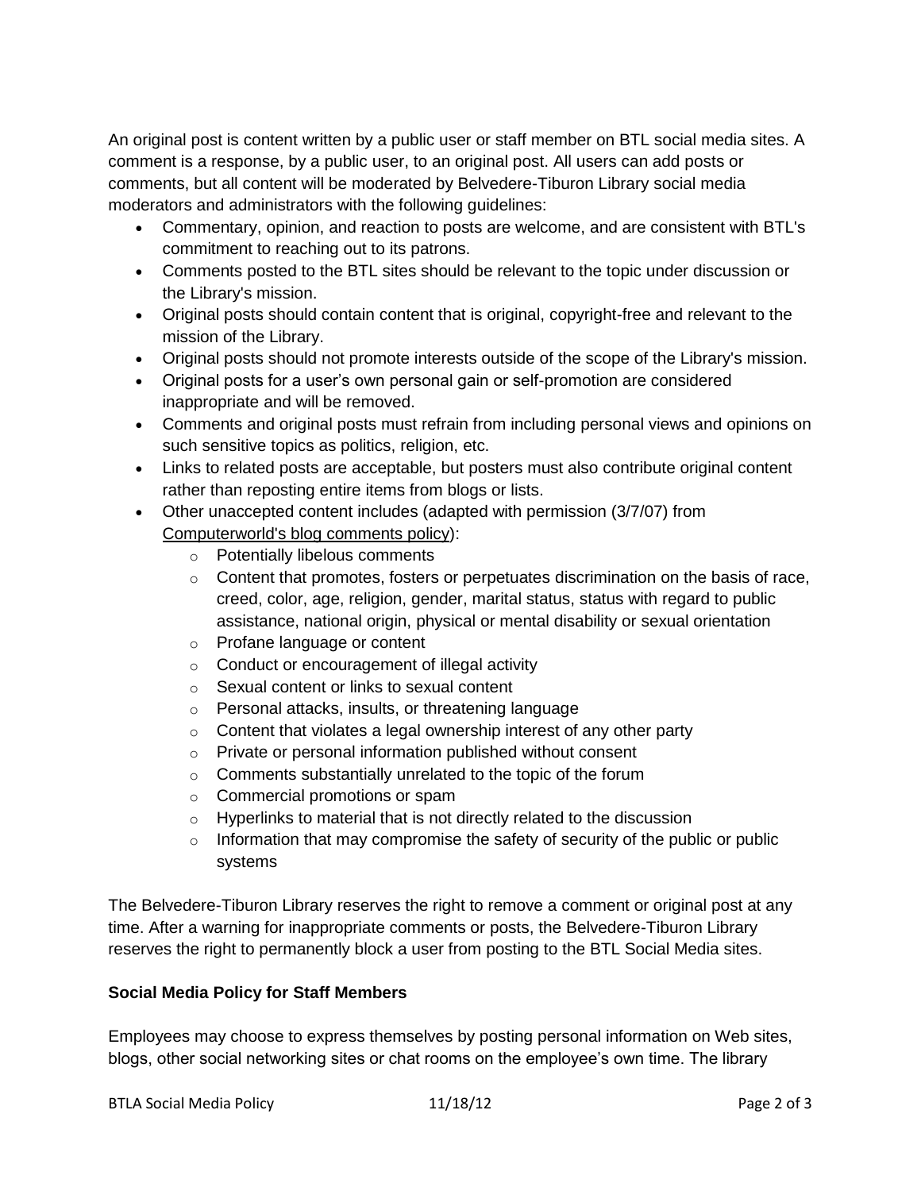An original post is content written by a public user or staff member on BTL social media sites. A comment is a response, by a public user, to an original post. All users can add posts or comments, but all content will be moderated by Belvedere-Tiburon Library social media moderators and administrators with the following guidelines:

- Commentary, opinion, and reaction to posts are welcome, and are consistent with BTL's commitment to reaching out to its patrons.
- Comments posted to the BTL sites should be relevant to the topic under discussion or the Library's mission.
- Original posts should contain content that is original, copyright-free and relevant to the mission of the Library.
- Original posts should not promote interests outside of the scope of the Library's mission.
- Original posts for a user's own personal gain or self-promotion are considered inappropriate and will be removed.
- Comments and original posts must refrain from including personal views and opinions on such sensitive topics as politics, religion, etc.
- Links to related posts are acceptable, but posters must also contribute original content rather than reposting entire items from blogs or lists.
- Other unaccepted content includes (adapted with permission (3/7/07) from Computerworld's blog comments policy):
    - Potentially libelous comments
    - Content that promotes, fosters or perpetuates discrimination on the basis of race, creed, color, age, religion, gender, marital status, status with regard to public assistance, national origin, physical or mental disability or sexual orientation
    - Profane language or content
    - Conduct or encouragement of illegal activity
    - Sexual content or links to sexual content
    - Personal attacks, insults, or threatening language
    - Content that violates a legal ownership interest of any other party
    - Private or personal information published without consent
    - Comments substantially unrelated to the topic of the forum
    - Commercial promotions or spam
    - Hyperlinks to material that is not directly related to the discussion
    - Information that may compromise the safety of security of the public or public systems

The Belvedere-Tiburon Library reserves the right to remove a comment or original post at any time. After a warning for inappropriate comments or posts, the Belvedere-Tiburon Library reserves the right to permanently block a user from posting to the BTL Social Media sites.

**Social Media Policy for Staff Members**

Employees may choose to express themselves by posting personal information on Web sites, blogs, other social networking sites or chat rooms on the employee's own time. The library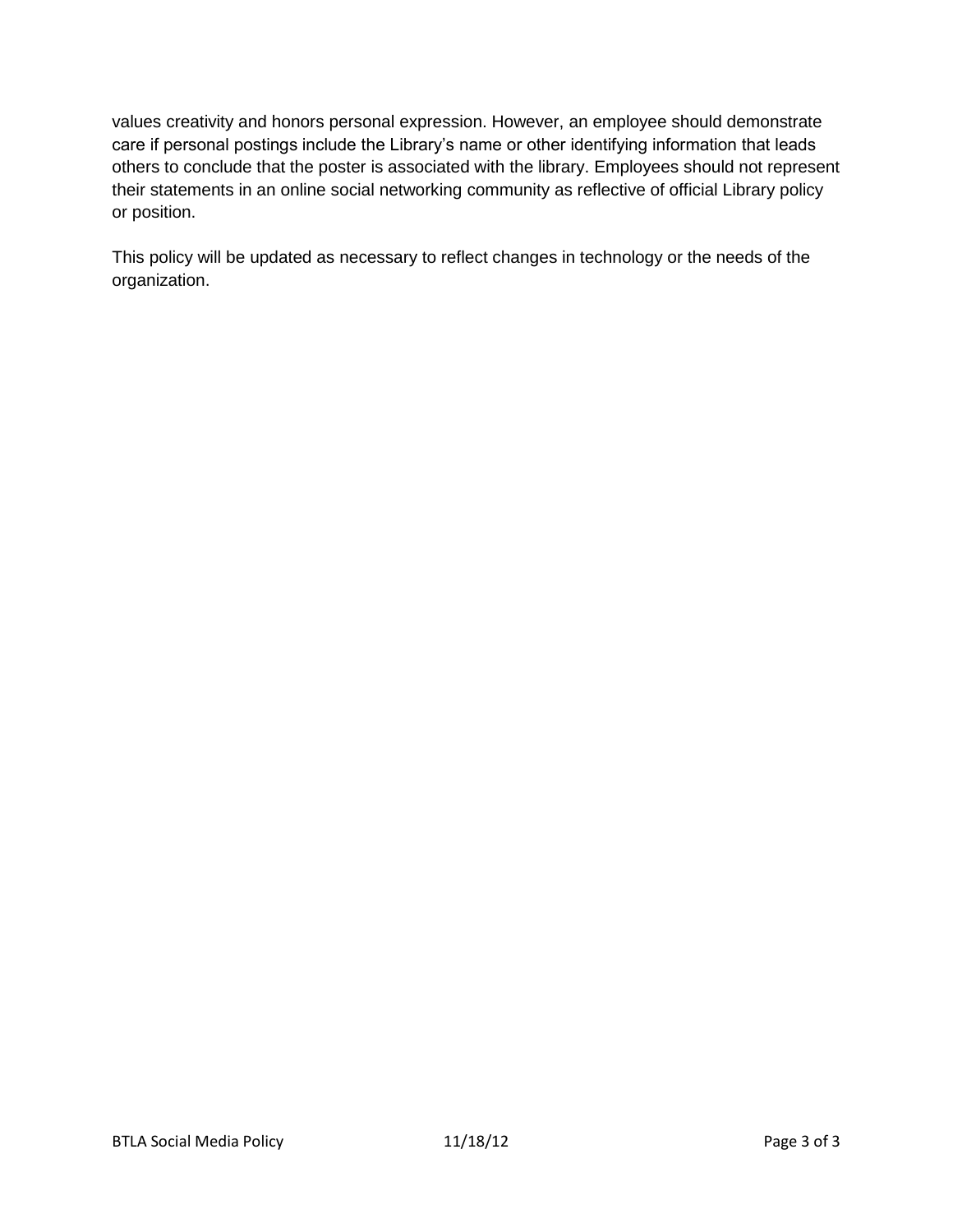values creativity and honors personal expression. However, an employee should demonstrate care if personal postings include the Library's name or other identifying information that leads others to conclude that the poster is associated with the library. Employees should not represent their statements in an online social networking community as reflective of official Library policy or position.

This policy will be updated as necessary to reflect changes in technology or the needs of the organization.